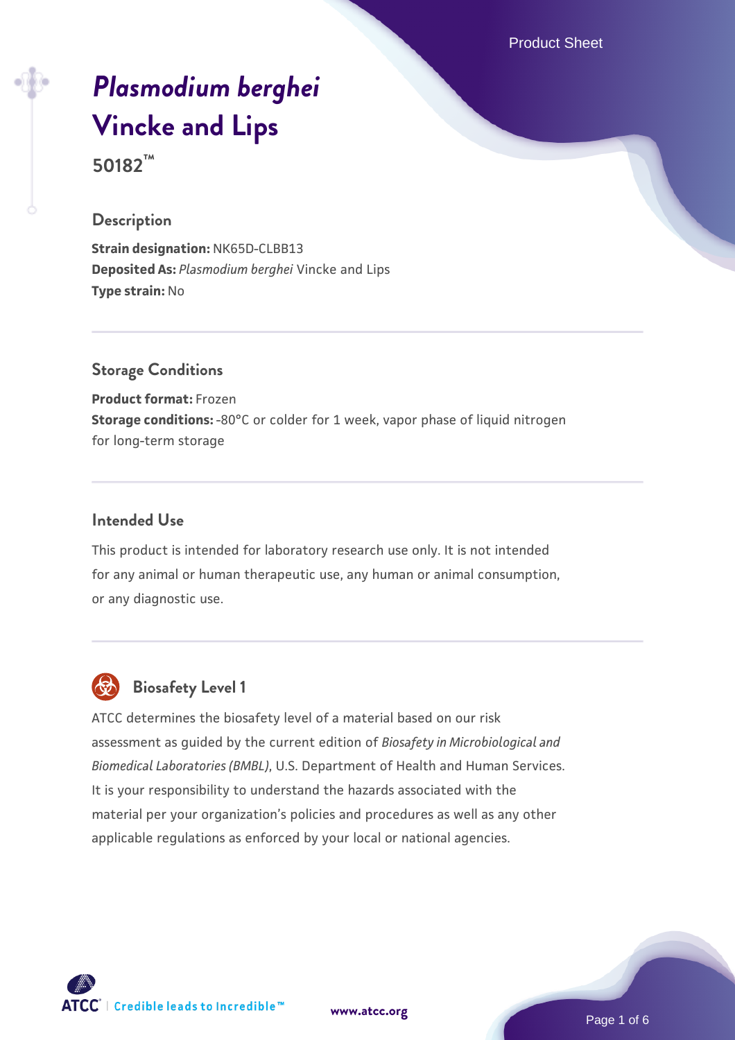# *Plasmodium berghei* Vincke and Lips

## 50182™

### Description

**Strain designation:** NK65D-CLBB13
**Deposited As:** *Plasmodium berghei* Vincke and Lips
**Type strain:** No

### Storage Conditions

**Product format:** Frozen
**Storage conditions:** -80°C or colder for 1 week, vapor phase of liquid nitrogen for long-term storage

### Intended Use

This product is intended for laboratory research use only. It is not intended for any animal or human therapeutic use, any human or animal consumption, or any diagnostic use.

### Biosafety Level 1

ATCC determines the biosafety level of a material based on our risk assessment as guided by the current edition of *Biosafety in Microbiological and Biomedical Laboratories (BMBL)*, U.S. Department of Health and Human Services. It is your responsibility to understand the hazards associated with the material per your organization's policies and procedures as well as any other applicable regulations as enforced by your local or national agencies.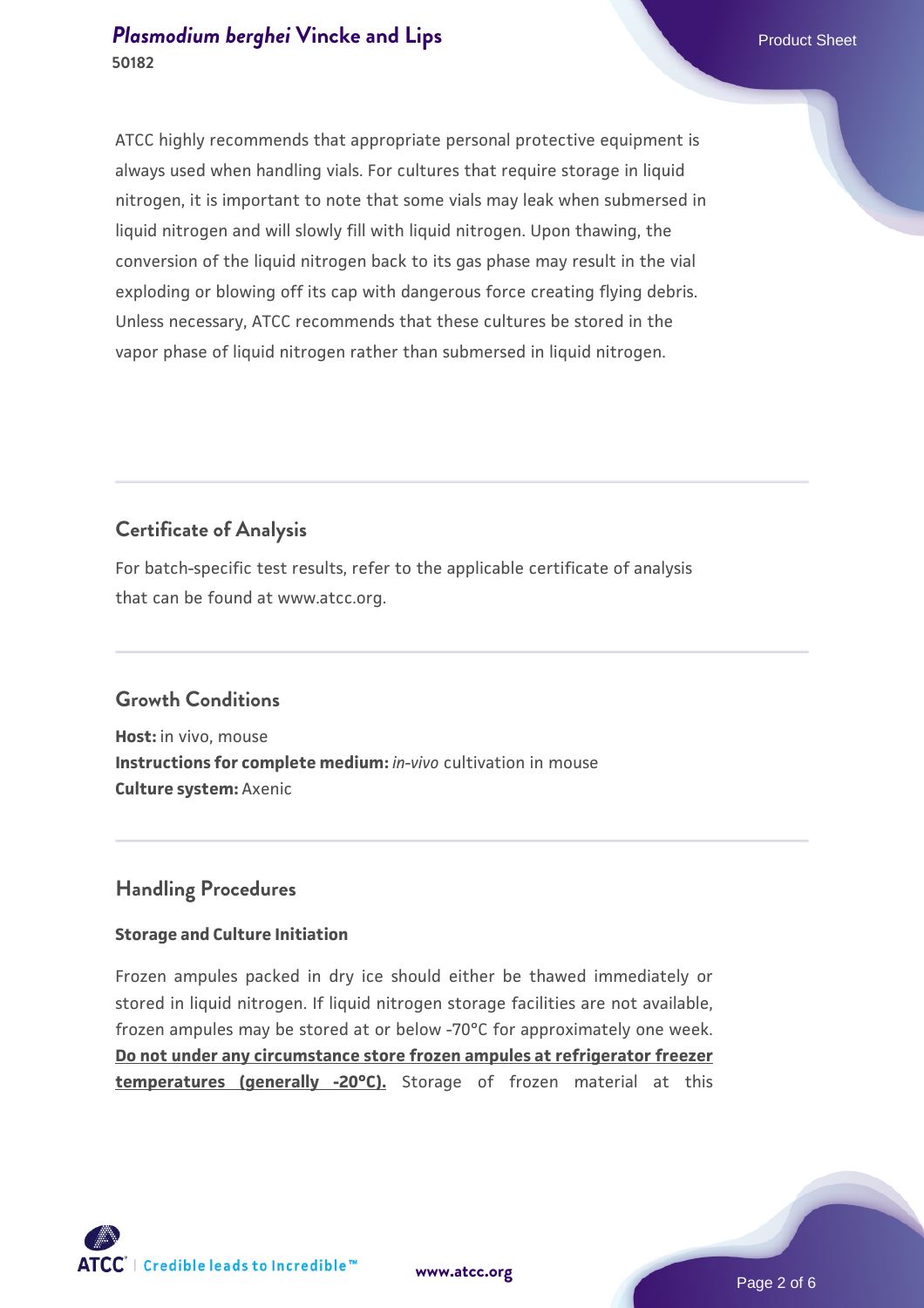ATCC highly recommends that appropriate personal protective equipment is always used when handling vials. For cultures that require storage in liquid nitrogen, it is important to note that some vials may leak when submersed in liquid nitrogen and will slowly fill with liquid nitrogen. Upon thawing, the conversion of the liquid nitrogen back to its gas phase may result in the vial exploding or blowing off its cap with dangerous force creating flying debris. Unless necessary, ATCC recommends that these cultures be stored in the vapor phase of liquid nitrogen rather than submersed in liquid nitrogen.

## Certificate of Analysis

For batch-specific test results, refer to the applicable certificate of analysis that can be found at www.atcc.org.

## Growth Conditions

**Host:** in vivo, mouse
**Instructions for complete medium:** *in-vivo* cultivation in mouse
**Culture system:** Axenic

## Handling Procedures

### Storage and Culture Initiation

Frozen ampules packed in dry ice should either be thawed immediately or stored in liquid nitrogen. If liquid nitrogen storage facilities are not available, frozen ampules may be stored at or below -70°C for approximately one week. **Do not under any circumstance store frozen ampules at refrigerator freezer temperatures (generally -20°C).** Storage of frozen material at this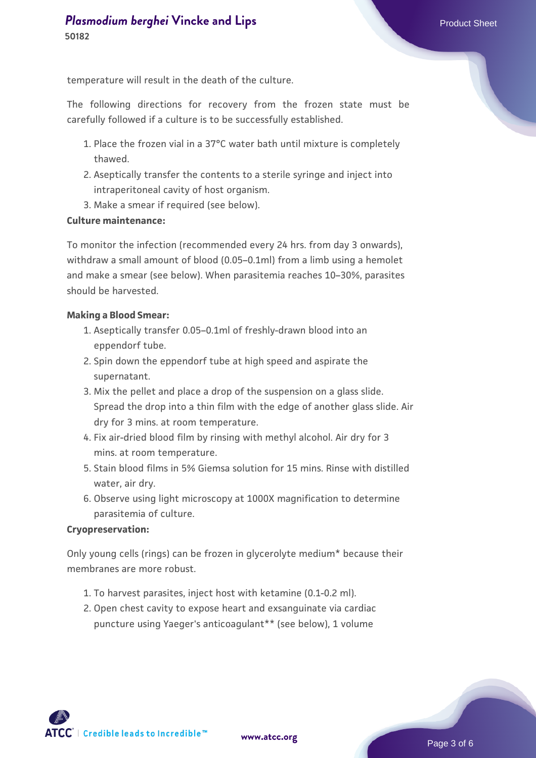temperature will result in the death of the culture.

The following directions for recovery from the frozen state must be carefully followed if a culture is to be successfully established.

1. Place the frozen vial in a 37°C water bath until mixture is completely thawed.
2. Aseptically transfer the contents to a sterile syringe and inject into intraperitoneal cavity of host organism.
3. Make a smear if required (see below).

**Culture maintenance:**

To monitor the infection (recommended every 24 hrs. from day 3 onwards), withdraw a small amount of blood (0.05–0.1ml) from a limb using a hemolet and make a smear (see below). When parasitemia reaches 10–30%, parasites should be harvested.

**Making a Blood Smear:**

1. Aseptically transfer 0.05–0.1ml of freshly-drawn blood into an eppendorf tube.
2. Spin down the eppendorf tube at high speed and aspirate the supernatant.
3. Mix the pellet and place a drop of the suspension on a glass slide. Spread the drop into a thin film with the edge of another glass slide. Air dry for 3 mins. at room temperature.
4. Fix air-dried blood film by rinsing with methyl alcohol. Air dry for 3 mins. at room temperature.
5. Stain blood films in 5% Giemsa solution for 15 mins. Rinse with distilled water, air dry.
6. Observe using light microscopy at 1000X magnification to determine parasitemia of culture.

**Cryopreservation:**

Only young cells (rings) can be frozen in glycerolyte medium* because their membranes are more robust.

1. To harvest parasites, inject host with ketamine (0.1-0.2 ml).
2. Open chest cavity to expose heart and exsanguinate via cardiac puncture using Yaeger's anticoagulant** (see below), 1 volume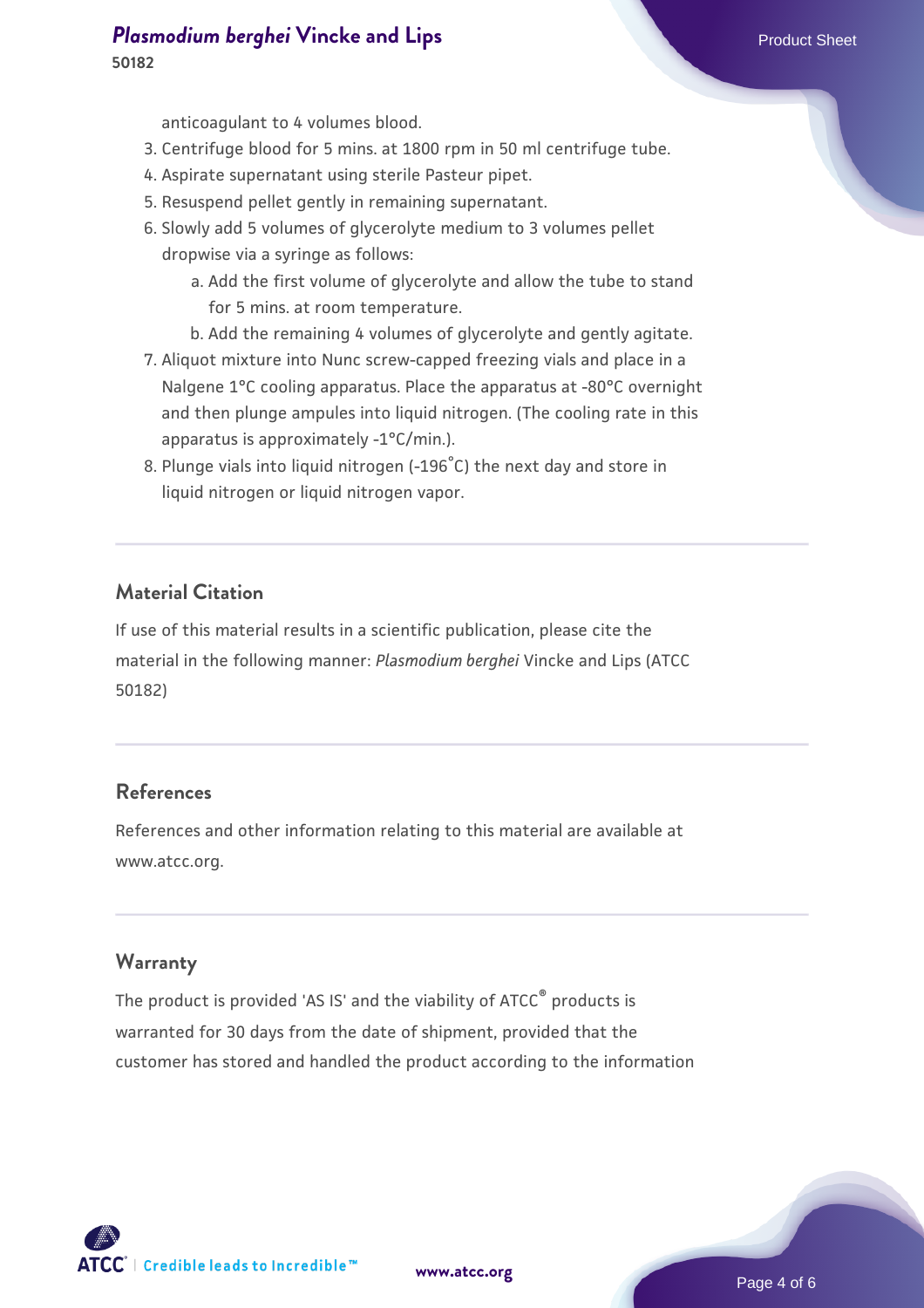anticoagulant to 4 volumes blood.

3. Centrifuge blood for 5 mins. at 1800 rpm in 50 ml centrifuge tube.
4. Aspirate supernatant using sterile Pasteur pipet.
5. Resuspend pellet gently in remaining supernatant.
6. Slowly add 5 volumes of glycerolyte medium to 3 volumes pellet dropwise via a syringe as follows:
    a. Add the first volume of glycerolyte and allow the tube to stand for 5 mins. at room temperature.
    b. Add the remaining 4 volumes of glycerolyte and gently agitate.
7. Aliquot mixture into Nunc screw-capped freezing vials and place in a Nalgene 1°C cooling apparatus. Place the apparatus at -80°C overnight and then plunge ampules into liquid nitrogen. (The cooling rate in this apparatus is approximately -1°C/min.).
8. Plunge vials into liquid nitrogen (-196°C) the next day and store in liquid nitrogen or liquid nitrogen vapor.

## Material Citation

If use of this material results in a scientific publication, please cite the material in the following manner: *Plasmodium berghei* Vincke and Lips (ATCC 50182)

## References

References and other information relating to this material are available at www.atcc.org.

## Warranty

The product is provided 'AS IS' and the viability of ATCC® products is warranted for 30 days from the date of shipment, provided that the customer has stored and handled the product according to the information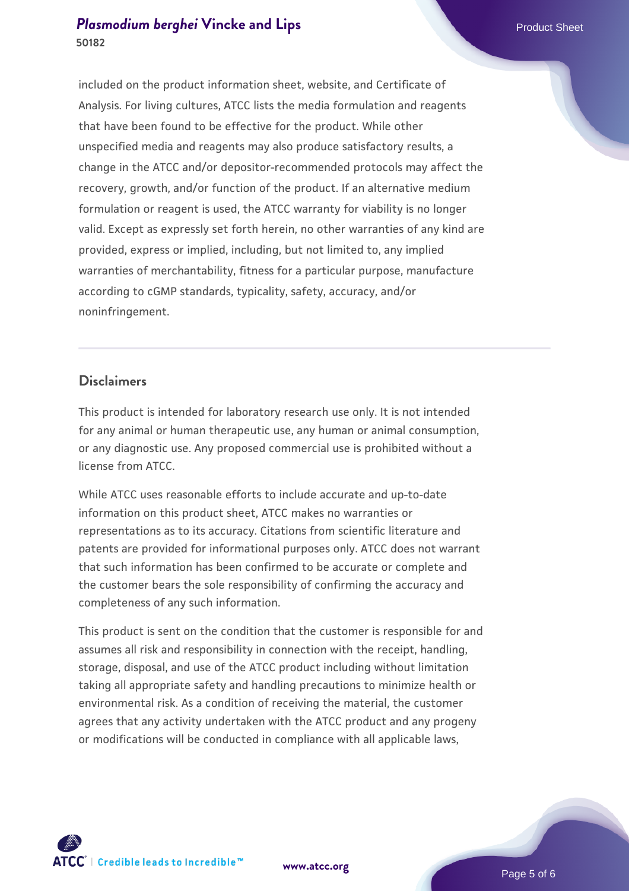included on the product information sheet, website, and Certificate of Analysis. For living cultures, ATCC lists the media formulation and reagents that have been found to be effective for the product. While other unspecified media and reagents may also produce satisfactory results, a change in the ATCC and/or depositor-recommended protocols may affect the recovery, growth, and/or function of the product. If an alternative medium formulation or reagent is used, the ATCC warranty for viability is no longer valid. Except as expressly set forth herein, no other warranties of any kind are provided, express or implied, including, but not limited to, any implied warranties of merchantability, fitness for a particular purpose, manufacture according to cGMP standards, typicality, safety, accuracy, and/or noninfringement.

## Disclaimers

This product is intended for laboratory research use only. It is not intended for any animal or human therapeutic use, any human or animal consumption, or any diagnostic use. Any proposed commercial use is prohibited without a license from ATCC.

While ATCC uses reasonable efforts to include accurate and up-to-date information on this product sheet, ATCC makes no warranties or representations as to its accuracy. Citations from scientific literature and patents are provided for informational purposes only. ATCC does not warrant that such information has been confirmed to be accurate or complete and the customer bears the sole responsibility of confirming the accuracy and completeness of any such information.

This product is sent on the condition that the customer is responsible for and assumes all risk and responsibility in connection with the receipt, handling, storage, disposal, and use of the ATCC product including without limitation taking all appropriate safety and handling precautions to minimize health or environmental risk. As a condition of receiving the material, the customer agrees that any activity undertaken with the ATCC product and any progeny or modifications will be conducted in compliance with all applicable laws,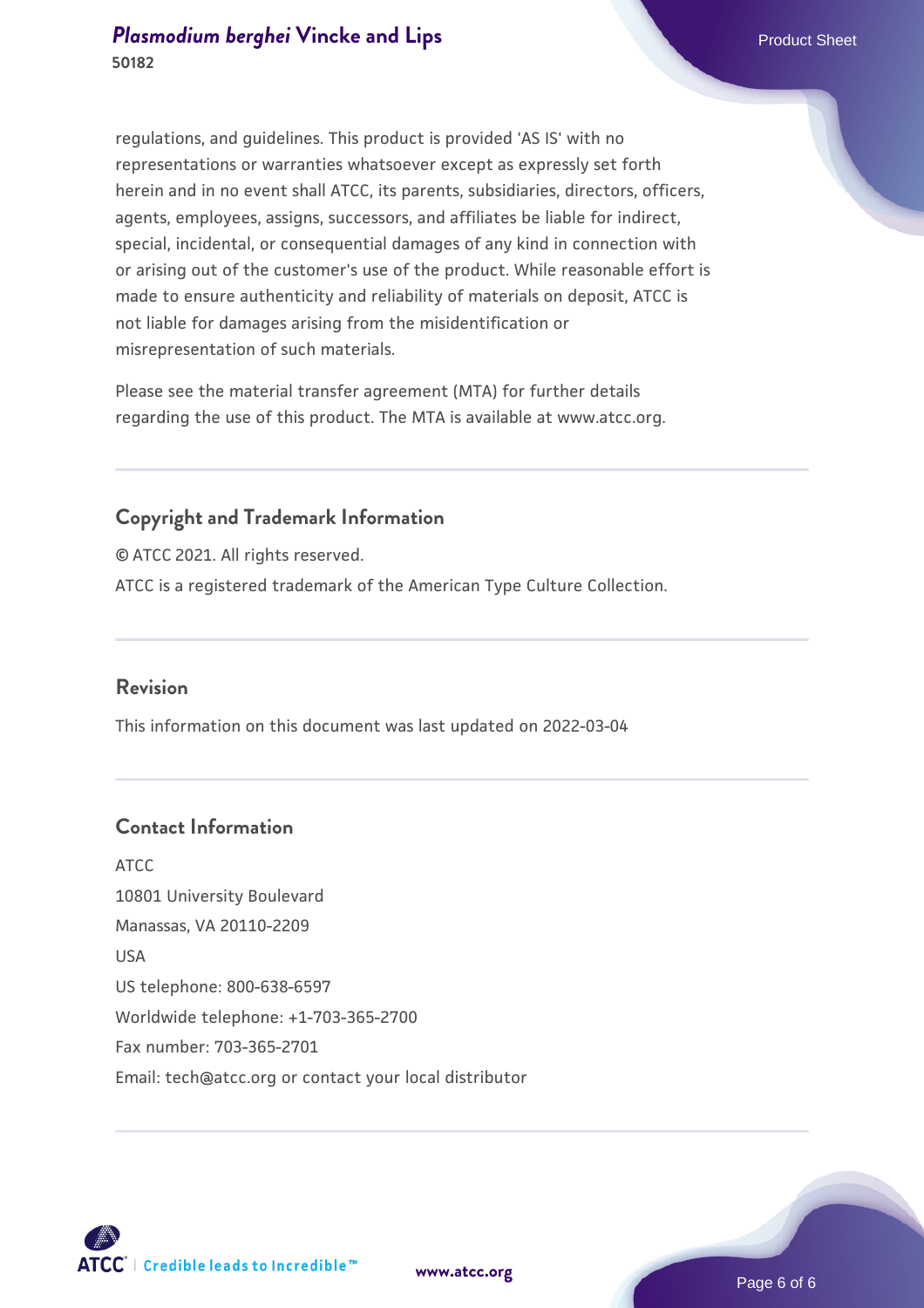regulations, and guidelines. This product is provided 'AS IS' with no representations or warranties whatsoever except as expressly set forth herein and in no event shall ATCC, its parents, subsidiaries, directors, officers, agents, employees, assigns, successors, and affiliates be liable for indirect, special, incidental, or consequential damages of any kind in connection with or arising out of the customer's use of the product. While reasonable effort is made to ensure authenticity and reliability of materials on deposit, ATCC is not liable for damages arising from the misidentification or misrepresentation of such materials.

Please see the material transfer agreement (MTA) for further details regarding the use of this product. The MTA is available at www.atcc.org.

## Copyright and Trademark Information

© ATCC 2021. All rights reserved.

ATCC is a registered trademark of the American Type Culture Collection.

## Revision

This information on this document was last updated on 2022-03-04

## Contact Information

ATCC
10801 University Boulevard
Manassas, VA 20110-2209
USA
US telephone: 800-638-6597
Worldwide telephone: +1-703-365-2700
Fax number: 703-365-2701
Email: tech@atcc.org or contact your local distributor